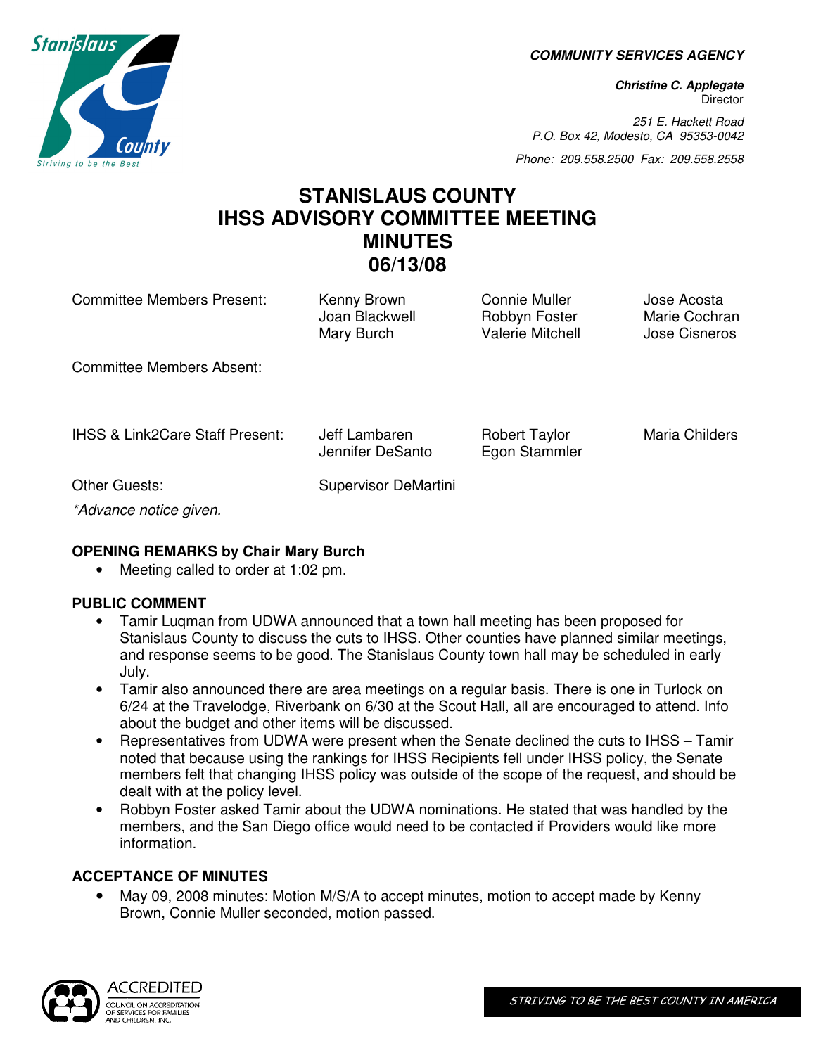**COMMUNITY SERVICES AGENCY**

***Christine C. Applegate***
Director

*251 E. Hackett Road*
*P.O. Box 42, Modesto, CA 95353-0042*

*Phone: 209.558.2500 Fax: 209.558.2558*

# STANISLAUS COUNTY IHSS ADVISORY COMMITTEE MEETING MINUTES 06/13/08

| | | | |
|---|---|---|---|
| Committee Members Present: | Kenny Brown<br>Joan Blackwell<br>Mary Burch | Connie Muller<br>Robbyn Foster<br>Valerie Mitchell | Jose Acosta<br>Marie Cochran<br>Jose Cisneros |
| Committee Members Absent: | | | |
| IHSS & Link2Care Staff Present: | Jeff Lambaren<br>Jennifer DeSanto | Robert Taylor<br>Egon Stammler | Maria Childers |
| Other Guests: | Supervisor DeMartini | | |

*\*Advance notice given.*

### OPENING REMARKS by Chair Mary Burch

- Meeting called to order at 1:02 pm.

### PUBLIC COMMENT

- Tamir Luqman from UDWA announced that a town hall meeting has been proposed for Stanislaus County to discuss the cuts to IHSS. Other counties have planned similar meetings, and response seems to be good. The Stanislaus County town hall may be scheduled in early July.
- Tamir also announced there are area meetings on a regular basis. There is one in Turlock on 6/24 at the Travelodge, Riverbank on 6/30 at the Scout Hall, all are encouraged to attend. Info about the budget and other items will be discussed.
- Representatives from UDWA were present when the Senate declined the cuts to IHSS – Tamir noted that because using the rankings for IHSS Recipients fell under IHSS policy, the Senate members felt that changing IHSS policy was outside of the scope of the request, and should be dealt with at the policy level.
- Robbyn Foster asked Tamir about the UDWA nominations. He stated that was handled by the members, and the San Diego office would need to be contacted if Providers would like more information.

### ACCEPTANCE OF MINUTES

- May 09, 2008 minutes: Motion M/S/A to accept minutes, motion to accept made by Kenny Brown, Connie Muller seconded, motion passed.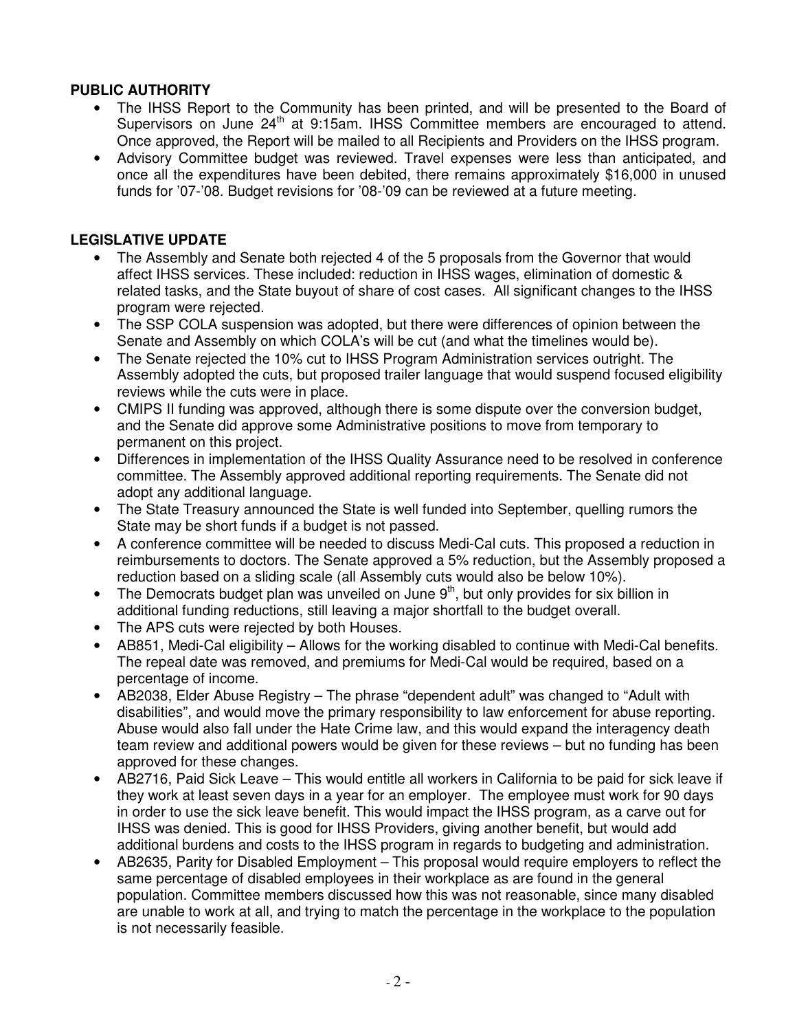**PUBLIC AUTHORITY**

- The IHSS Report to the Community has been printed, and will be presented to the Board of Supervisors on June 24th at 9:15am. IHSS Committee members are encouraged to attend. Once approved, the Report will be mailed to all Recipients and Providers on the IHSS program.
- Advisory Committee budget was reviewed. Travel expenses were less than anticipated, and once all the expenditures have been debited, there remains approximately $16,000 in unused funds for '07-'08. Budget revisions for '08-'09 can be reviewed at a future meeting.

**LEGISLATIVE UPDATE**

- The Assembly and Senate both rejected 4 of the 5 proposals from the Governor that would affect IHSS services. These included: reduction in IHSS wages, elimination of domestic & related tasks, and the State buyout of share of cost cases. All significant changes to the IHSS program were rejected.
- The SSP COLA suspension was adopted, but there were differences of opinion between the Senate and Assembly on which COLA's will be cut (and what the timelines would be).
- The Senate rejected the 10% cut to IHSS Program Administration services outright. The Assembly adopted the cuts, but proposed trailer language that would suspend focused eligibility reviews while the cuts were in place.
- CMIPS II funding was approved, although there is some dispute over the conversion budget, and the Senate did approve some Administrative positions to move from temporary to permanent on this project.
- Differences in implementation of the IHSS Quality Assurance need to be resolved in conference committee. The Assembly approved additional reporting requirements. The Senate did not adopt any additional language.
- The State Treasury announced the State is well funded into September, quelling rumors the State may be short funds if a budget is not passed.
- A conference committee will be needed to discuss Medi-Cal cuts. This proposed a reduction in reimbursements to doctors. The Senate approved a 5% reduction, but the Assembly proposed a reduction based on a sliding scale (all Assembly cuts would also be below 10%).
- The Democrats budget plan was unveiled on June 9th, but only provides for six billion in additional funding reductions, still leaving a major shortfall to the budget overall.
- The APS cuts were rejected by both Houses.
- AB851, Medi-Cal eligibility – Allows for the working disabled to continue with Medi-Cal benefits. The repeal date was removed, and premiums for Medi-Cal would be required, based on a percentage of income.
- AB2038, Elder Abuse Registry – The phrase "dependent adult" was changed to "Adult with disabilities", and would move the primary responsibility to law enforcement for abuse reporting. Abuse would also fall under the Hate Crime law, and this would expand the interagency death team review and additional powers would be given for these reviews – but no funding has been approved for these changes.
- AB2716, Paid Sick Leave – This would entitle all workers in California to be paid for sick leave if they work at least seven days in a year for an employer. The employee must work for 90 days in order to use the sick leave benefit. This would impact the IHSS program, as a carve out for IHSS was denied. This is good for IHSS Providers, giving another benefit, but would add additional burdens and costs to the IHSS program in regards to budgeting and administration.
- AB2635, Parity for Disabled Employment – This proposal would require employers to reflect the same percentage of disabled employees in their workplace as are found in the general population. Committee members discussed how this was not reasonable, since many disabled are unable to work at all, and trying to match the percentage in the workplace to the population is not necessarily feasible.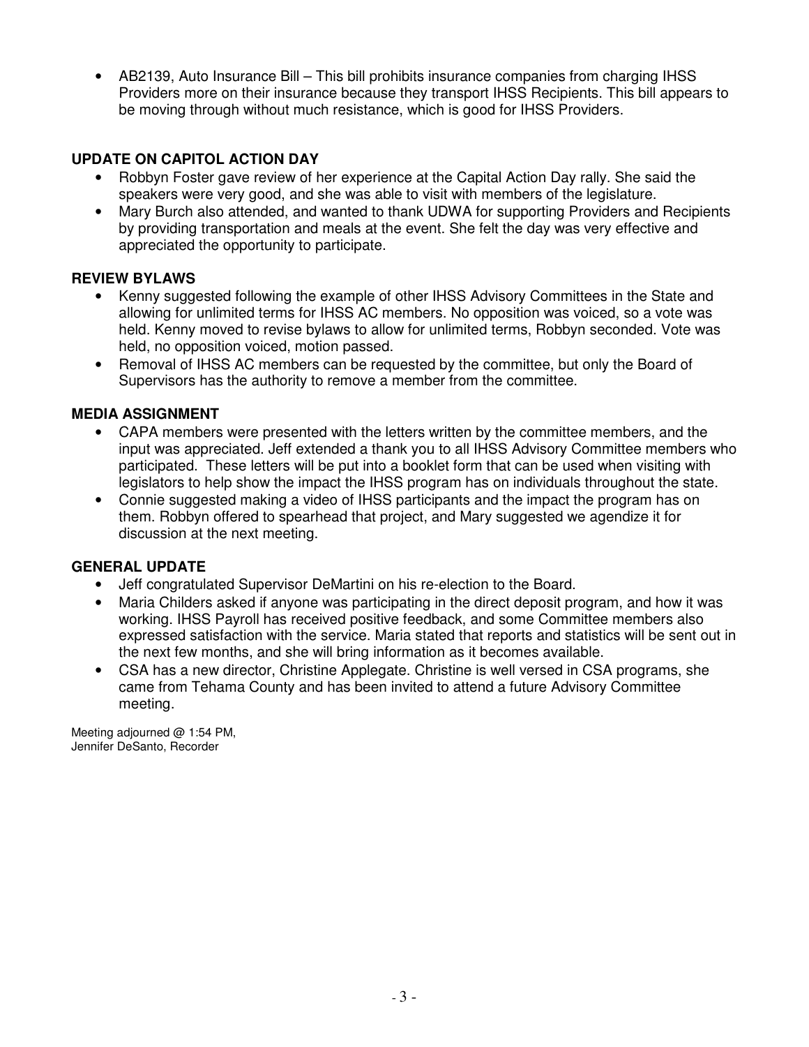- AB2139, Auto Insurance Bill – This bill prohibits insurance companies from charging IHSS Providers more on their insurance because they transport IHSS Recipients. This bill appears to be moving through without much resistance, which is good for IHSS Providers.

**UPDATE ON CAPITOL ACTION DAY**

- Robbyn Foster gave review of her experience at the Capital Action Day rally. She said the speakers were very good, and she was able to visit with members of the legislature.
- Mary Burch also attended, and wanted to thank UDWA for supporting Providers and Recipients by providing transportation and meals at the event. She felt the day was very effective and appreciated the opportunity to participate.

**REVIEW BYLAWS**

- Kenny suggested following the example of other IHSS Advisory Committees in the State and allowing for unlimited terms for IHSS AC members. No opposition was voiced, so a vote was held. Kenny moved to revise bylaws to allow for unlimited terms, Robbyn seconded. Vote was held, no opposition voiced, motion passed.
- Removal of IHSS AC members can be requested by the committee, but only the Board of Supervisors has the authority to remove a member from the committee.

**MEDIA ASSIGNMENT**

- CAPA members were presented with the letters written by the committee members, and the input was appreciated. Jeff extended a thank you to all IHSS Advisory Committee members who participated. These letters will be put into a booklet form that can be used when visiting with legislators to help show the impact the IHSS program has on individuals throughout the state.
- Connie suggested making a video of IHSS participants and the impact the program has on them. Robbyn offered to spearhead that project, and Mary suggested we agendize it for discussion at the next meeting.

**GENERAL UPDATE**

- Jeff congratulated Supervisor DeMartini on his re-election to the Board.
- Maria Childers asked if anyone was participating in the direct deposit program, and how it was working. IHSS Payroll has received positive feedback, and some Committee members also expressed satisfaction with the service. Maria stated that reports and statistics will be sent out in the next few months, and she will bring information as it becomes available.
- CSA has a new director, Christine Applegate. Christine is well versed in CSA programs, she came from Tehama County and has been invited to attend a future Advisory Committee meeting.

Meeting adjourned @ 1:54 PM,
Jennifer DeSanto, Recorder